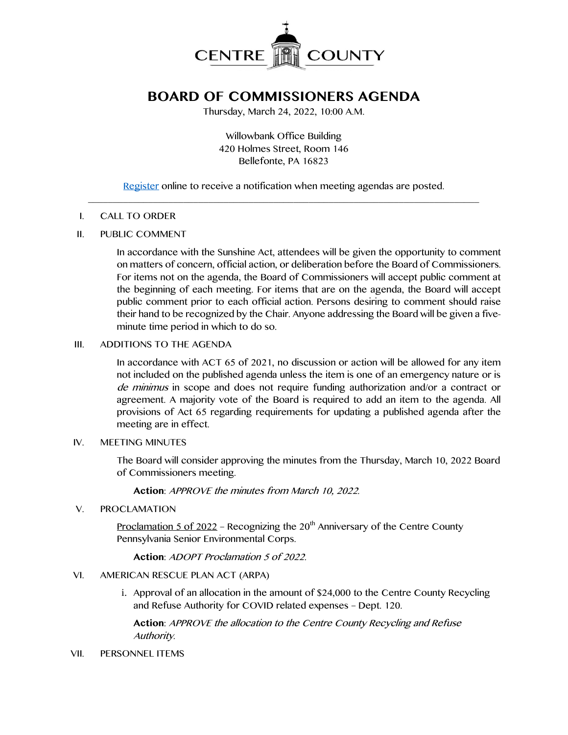CENTRE COUNTY

# BOARD OF COMMISSIONERS AGENDA

Thursday, March 24, 2022, 10:00 A.M.

Willowbank Office Building
420 Holmes Street, Room 146
Bellefonte, PA 16823

Register online to receive a notification when meeting agendas are posted.

---

I. CALL TO ORDER

II. PUBLIC COMMENT

In accordance with the Sunshine Act, attendees will be given the opportunity to comment on matters of concern, official action, or deliberation before the Board of Commissioners. For items not on the agenda, the Board of Commissioners will accept public comment at the beginning of each meeting. For items that are on the agenda, the Board will accept public comment prior to each official action. Persons desiring to comment should raise their hand to be recognized by the Chair. Anyone addressing the Board will be given a five-minute time period in which to do so.

III. ADDITIONS TO THE AGENDA

In accordance with ACT 65 of 2021, no discussion or action will be allowed for any item not included on the published agenda unless the item is one of an emergency nature or is *de minimus* in scope and does not require funding authorization and/or a contract or agreement. A majority vote of the Board is required to add an item to the agenda. All provisions of Act 65 regarding requirements for updating a published agenda after the meeting are in effect.

IV. MEETING MINUTES

The Board will consider approving the minutes from the Thursday, March 10, 2022 Board of Commissioners meeting.

**Action**: *APPROVE the minutes from March 10, 2022.*

V. PROCLAMATION

Proclamation 5 of 2022 – Recognizing the 20th Anniversary of the Centre County Pennsylvania Senior Environmental Corps.

**Action**: *ADOPT Proclamation 5 of 2022.*

VI. AMERICAN RESCUE PLAN ACT (ARPA)

i. Approval of an allocation in the amount of $24,000 to the Centre County Recycling and Refuse Authority for COVID related expenses – Dept. 120.

**Action**: *APPROVE the allocation to the Centre County Recycling and Refuse Authority.*

VII. PERSONNEL ITEMS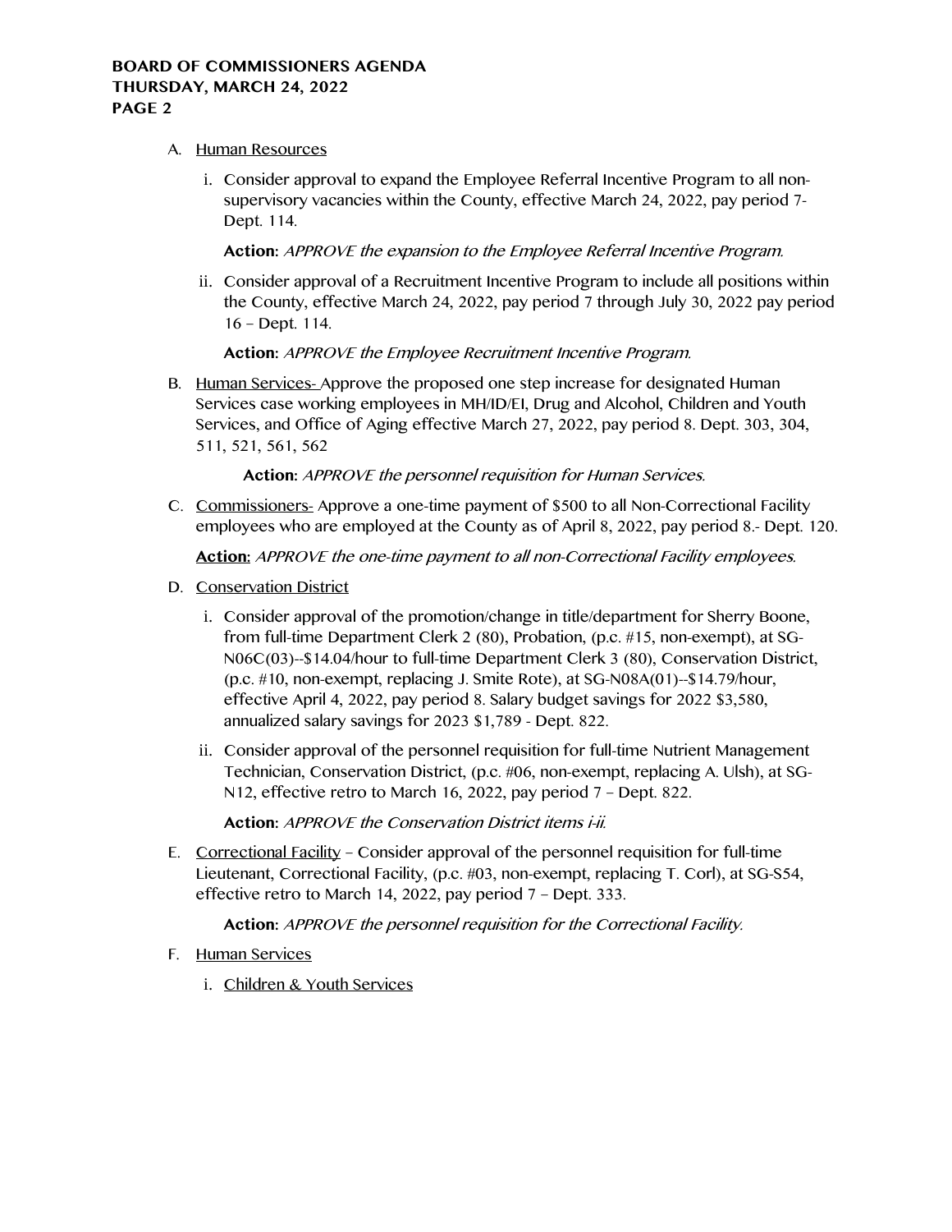A. Human Resources

   i. Consider approval to expand the Employee Referral Incentive Program to all non-supervisory vacancies within the County, effective March 24, 2022, pay period 7- Dept. 114.

      **Action:** *APPROVE the expansion to the Employee Referral Incentive Program.*

   ii. Consider approval of a Recruitment Incentive Program to include all positions within the County, effective March 24, 2022, pay period 7 through July 30, 2022 pay period 16 – Dept. 114.

      **Action:** *APPROVE the Employee Recruitment Incentive Program.*

B. Human Services- Approve the proposed one step increase for designated Human Services case working employees in MH/ID/EI, Drug and Alcohol, Children and Youth Services, and Office of Aging effective March 27, 2022, pay period 8. Dept. 303, 304, 511, 521, 561, 562

   **Action:** *APPROVE the personnel requisition for Human Services.*

C. Commissioners- Approve a one-time payment of $500 to all Non-Correctional Facility employees who are employed at the County as of April 8, 2022, pay period 8.- Dept. 120.

   **Action:** *APPROVE the one-time payment to all non-Correctional Facility employees.*

D. Conservation District

   i. Consider approval of the promotion/change in title/department for Sherry Boone, from full-time Department Clerk 2 (80), Probation, (p.c. #15, non-exempt), at SG-N06C(03)--$14.04/hour to full-time Department Clerk 3 (80), Conservation District, (p.c. #10, non-exempt, replacing J. Smite Rote), at SG-N08A(01)--$14.79/hour, effective April 4, 2022, pay period 8. Salary budget savings for 2022 $3,580, annualized salary savings for 2023 $1,789 - Dept. 822.

   ii. Consider approval of the personnel requisition for full-time Nutrient Management Technician, Conservation District, (p.c. #06, non-exempt, replacing A. Ulsh), at SG-N12, effective retro to March 16, 2022, pay period 7 – Dept. 822.

      **Action:** *APPROVE the Conservation District items i-ii.*

E. Correctional Facility – Consider approval of the personnel requisition for full-time Lieutenant, Correctional Facility, (p.c. #03, non-exempt, replacing T. Corl), at SG-S54, effective retro to March 14, 2022, pay period 7 – Dept. 333.

   **Action:** *APPROVE the personnel requisition for the Correctional Facility.*

F. Human Services

   i. Children & Youth Services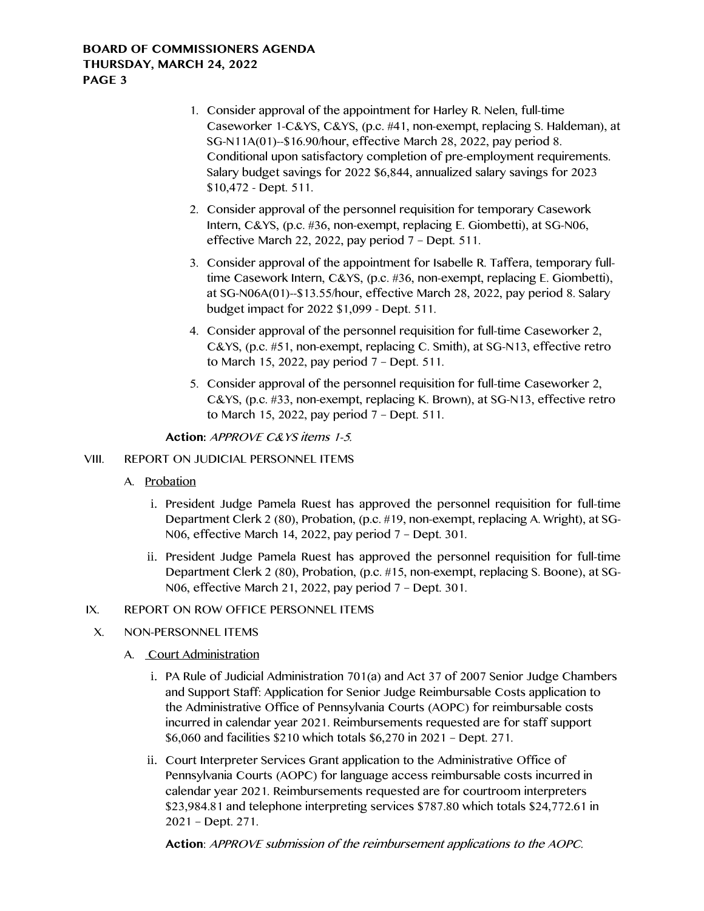1. Consider approval of the appointment for Harley R. Nelen, full-time Caseworker 1-C&YS, C&YS, (p.c. #41, non-exempt, replacing S. Haldeman), at SG-N11A(01)--$16.90/hour, effective March 28, 2022, pay period 8. Conditional upon satisfactory completion of pre-employment requirements. Salary budget savings for 2022 $6,844, annualized salary savings for 2023 $10,472 - Dept. 511.
2. Consider approval of the personnel requisition for temporary Casework Intern, C&YS, (p.c. #36, non-exempt, replacing E. Giombetti), at SG-N06, effective March 22, 2022, pay period 7 – Dept. 511.
3. Consider approval of the appointment for Isabelle R. Taffera, temporary full-time Casework Intern, C&YS, (p.c. #36, non-exempt, replacing E. Giombetti), at SG-N06A(01)--$13.55/hour, effective March 28, 2022, pay period 8. Salary budget impact for 2022 $1,099 - Dept. 511.
4. Consider approval of the personnel requisition for full-time Caseworker 2, C&YS, (p.c. #51, non-exempt, replacing C. Smith), at SG-N13, effective retro to March 15, 2022, pay period 7 – Dept. 511.
5. Consider approval of the personnel requisition for full-time Caseworker 2, C&YS, (p.c. #33, non-exempt, replacing K. Brown), at SG-N13, effective retro to March 15, 2022, pay period 7 – Dept. 511.

**Action:** *APPROVE C&YS items 1-5.*

VIII. REPORT ON JUDICIAL PERSONNEL ITEMS

A. Probation

i. President Judge Pamela Ruest has approved the personnel requisition for full-time Department Clerk 2 (80), Probation, (p.c. #19, non-exempt, replacing A. Wright), at SG-N06, effective March 14, 2022, pay period 7 – Dept. 301.

ii. President Judge Pamela Ruest has approved the personnel requisition for full-time Department Clerk 2 (80), Probation, (p.c. #15, non-exempt, replacing S. Boone), at SG-N06, effective March 21, 2022, pay period 7 – Dept. 301.

IX. REPORT ON ROW OFFICE PERSONNEL ITEMS

X. NON-PERSONNEL ITEMS

A. Court Administration

i. PA Rule of Judicial Administration 701(a) and Act 37 of 2007 Senior Judge Chambers and Support Staff: Application for Senior Judge Reimbursable Costs application to the Administrative Office of Pennsylvania Courts (AOPC) for reimbursable costs incurred in calendar year 2021. Reimbursements requested are for staff support $6,060 and facilities $210 which totals $6,270 in 2021 – Dept. 271.

ii. Court Interpreter Services Grant application to the Administrative Office of Pennsylvania Courts (AOPC) for language access reimbursable costs incurred in calendar year 2021. Reimbursements requested are for courtroom interpreters $23,984.81 and telephone interpreting services $787.80 which totals $24,772.61 in 2021 – Dept. 271.

**Action**: *APPROVE submission of the reimbursement applications to the AOPC.*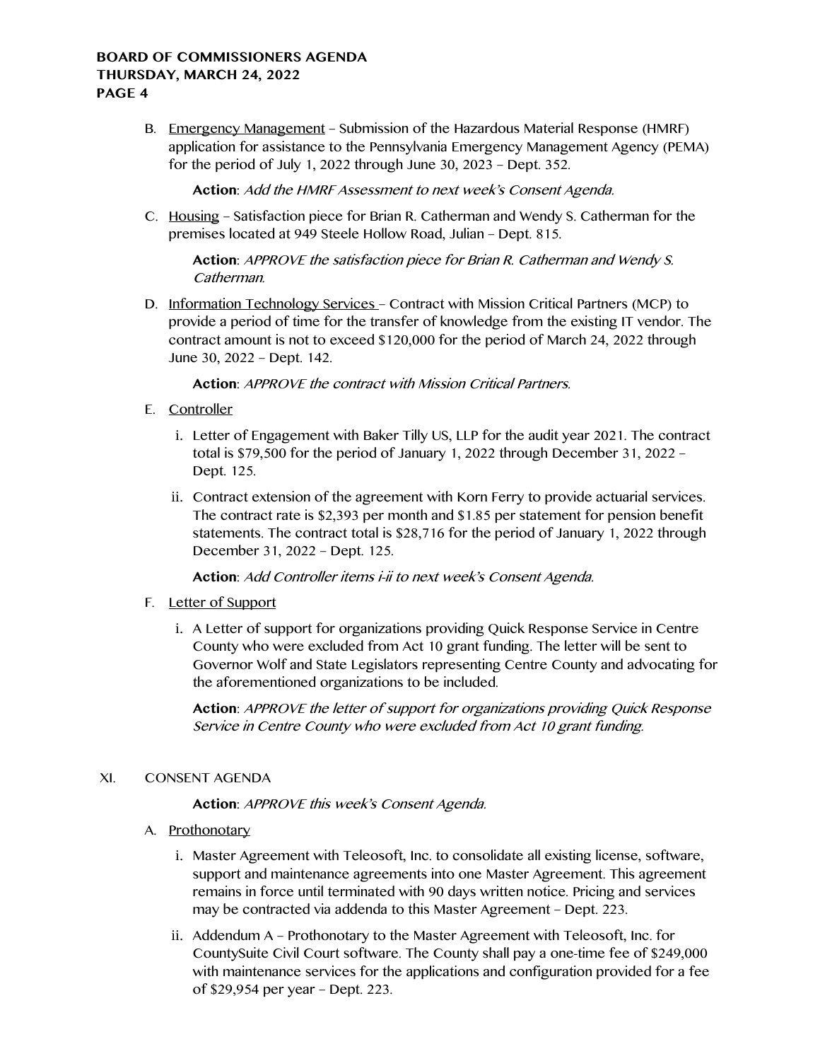B. <u>Emergency Management</u> – Submission of the Hazardous Material Response (HMRF) application for assistance to the Pennsylvania Emergency Management Agency (PEMA) for the period of July 1, 2022 through June 30, 2023 – Dept. 352.

   **Action**: *Add the HMRF Assessment to next week's Consent Agenda.*

C. <u>Housing</u> – Satisfaction piece for Brian R. Catherman and Wendy S. Catherman for the premises located at 949 Steele Hollow Road, Julian – Dept. 815.

   **Action**: *APPROVE the satisfaction piece for Brian R. Catherman and Wendy S. Catherman.*

D. <u>Information Technology Services</u> – Contract with Mission Critical Partners (MCP) to provide a period of time for the transfer of knowledge from the existing IT vendor. The contract amount is not to exceed $120,000 for the period of March 24, 2022 through June 30, 2022 – Dept. 142.

   **Action**: *APPROVE the contract with Mission Critical Partners.*

E. <u>Controller</u>

   i. Letter of Engagement with Baker Tilly US, LLP for the audit year 2021. The contract total is $79,500 for the period of January 1, 2022 through December 31, 2022 – Dept. 125.

   ii. Contract extension of the agreement with Korn Ferry to provide actuarial services. The contract rate is $2,393 per month and $1.85 per statement for pension benefit statements. The contract total is $28,716 for the period of January 1, 2022 through December 31, 2022 – Dept. 125.

   **Action**: *Add Controller items i-ii to next week's Consent Agenda.*

F. <u>Letter of Support</u>

   i. A Letter of support for organizations providing Quick Response Service in Centre County who were excluded from Act 10 grant funding. The letter will be sent to Governor Wolf and State Legislators representing Centre County and advocating for the aforementioned organizations to be included.

   **Action**: *APPROVE the letter of support for organizations providing Quick Response Service in Centre County who were excluded from Act 10 grant funding.*

XI. CONSENT AGENDA

   **Action**: *APPROVE this week's Consent Agenda.*

A. <u>Prothonotary</u>

   i. Master Agreement with Teleosoft, Inc. to consolidate all existing license, software, support and maintenance agreements into one Master Agreement. This agreement remains in force until terminated with 90 days written notice. Pricing and services may be contracted via addenda to this Master Agreement – Dept. 223.

   ii. Addendum A – Prothonotary to the Master Agreement with Teleosoft, Inc. for CountySuite Civil Court software. The County shall pay a one-time fee of $249,000 with maintenance services for the applications and configuration provided for a fee of $29,954 per year – Dept. 223.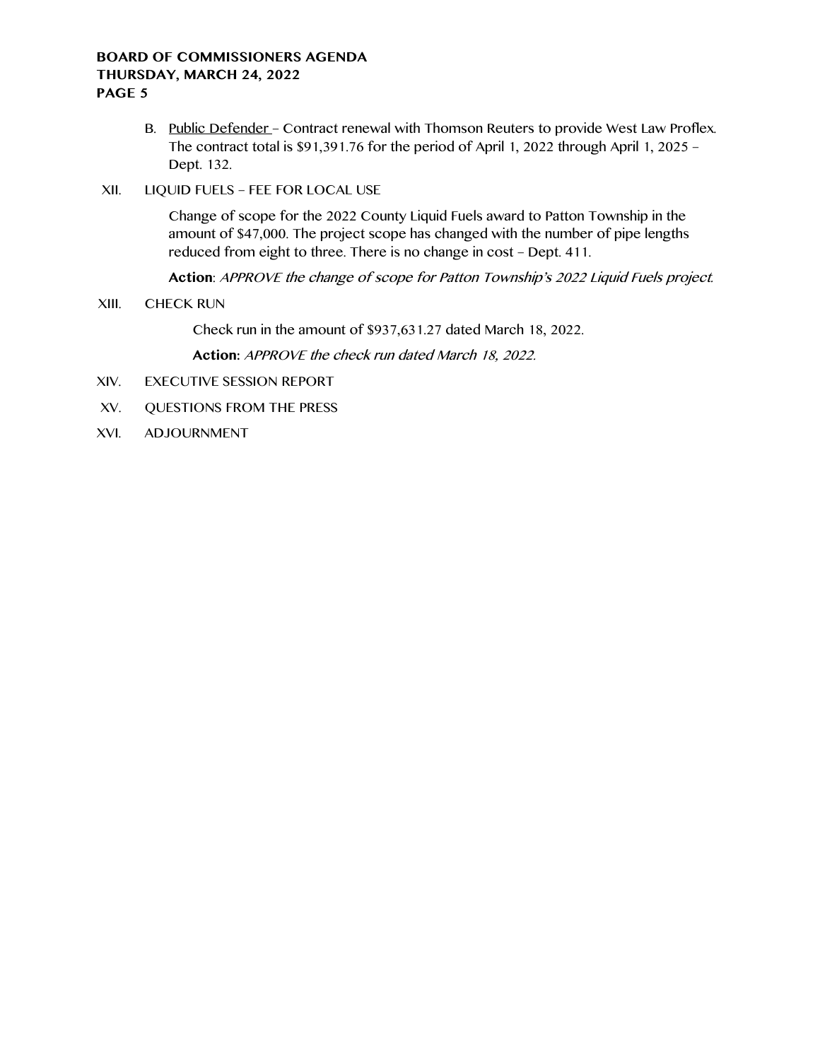B. Public Defender – Contract renewal with Thomson Reuters to provide West Law Proflex. The contract total is $91,391.76 for the period of April 1, 2022 through April 1, 2025 – Dept. 132.

XII. LIQUID FUELS – FEE FOR LOCAL USE

Change of scope for the 2022 County Liquid Fuels award to Patton Township in the amount of $47,000. The project scope has changed with the number of pipe lengths reduced from eight to three. There is no change in cost – Dept. 411.

**Action**: *APPROVE the change of scope for Patton Township's 2022 Liquid Fuels project.*

XIII. CHECK RUN

Check run in the amount of $937,631.27 dated March 18, 2022.

**Action:** *APPROVE the check run dated March 18, 2022.*

XIV. EXECUTIVE SESSION REPORT

XV. QUESTIONS FROM THE PRESS

XVI. ADJOURNMENT